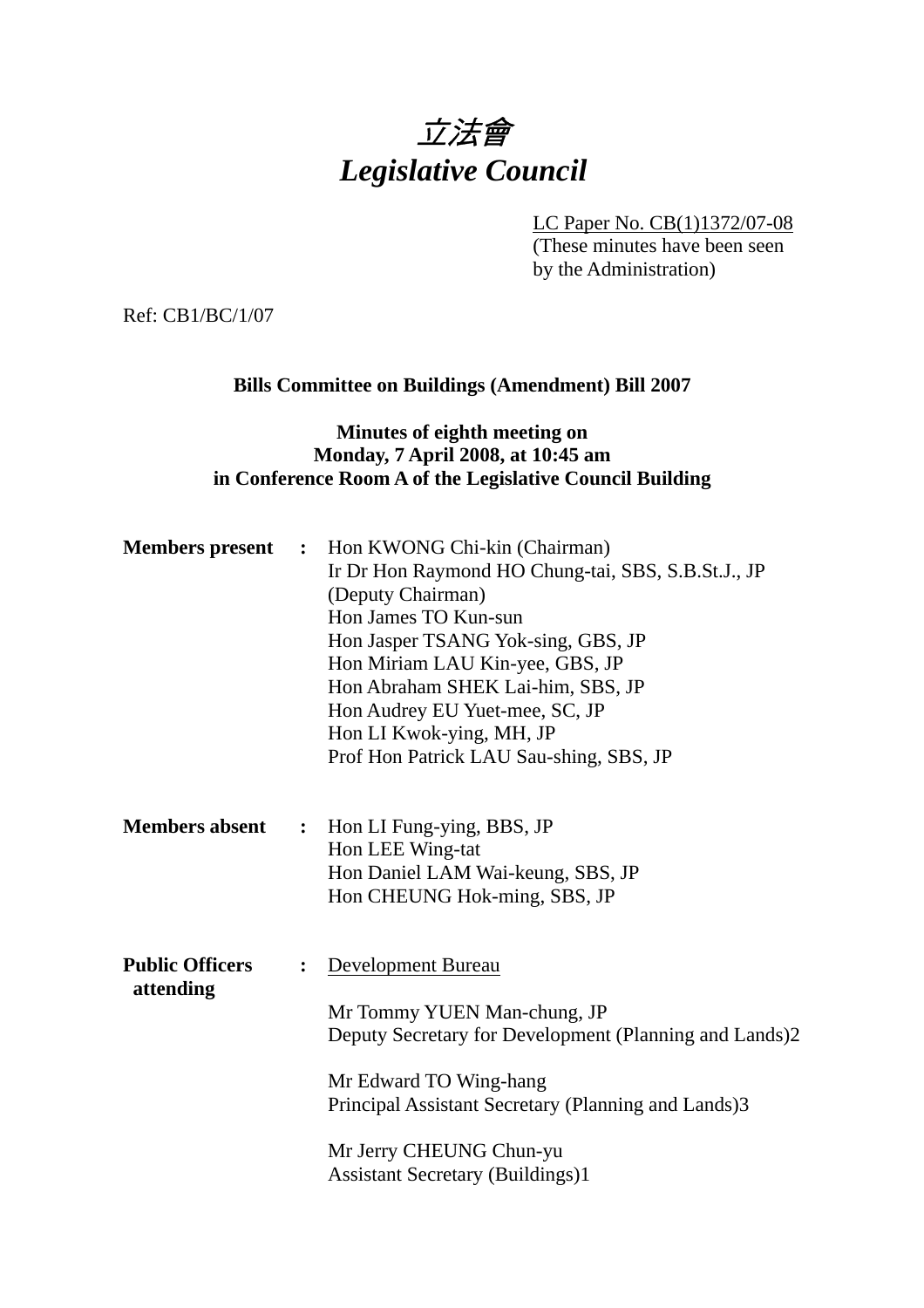# *立法會*
# *Legislative Council*

LC Paper No. CB(1)1372/07-08
(These minutes have been seen by the Administration)

Ref: CB1/BC/1/07

**Bills Committee on Buildings (Amendment) Bill 2007**

**Minutes of eighth meeting on**
**Monday, 7 April 2008, at 10:45 am**
**in Conference Room A of the Legislative Council Building**

| | | |
|---|---|---|
| **Members present** | **:** | Hon KWONG Chi-kin (Chairman)<br>Ir Dr Hon Raymond HO Chung-tai, SBS, S.B.St.J., JP (Deputy Chairman)<br>Hon James TO Kun-sun<br>Hon Jasper TSANG Yok-sing, GBS, JP<br>Hon Miriam LAU Kin-yee, GBS, JP<br>Hon Abraham SHEK Lai-him, SBS, JP<br>Hon Audrey EU Yuet-mee, SC, JP<br>Hon LI Kwok-ying, MH, JP<br>Prof Hon Patrick LAU Sau-shing, SBS, JP |
| **Members absent** | **:** | Hon LI Fung-ying, BBS, JP<br>Hon LEE Wing-tat<br>Hon Daniel LAM Wai-keung, SBS, JP<br>Hon CHEUNG Hok-ming, SBS, JP |
| **Public Officers attending** | **:** | Development Bureau<br><br>Mr Tommy YUEN Man-chung, JP<br>Deputy Secretary for Development (Planning and Lands)2<br><br>Mr Edward TO Wing-hang<br>Principal Assistant Secretary (Planning and Lands)3<br><br>Mr Jerry CHEUNG Chun-yu<br>Assistant Secretary (Buildings)1 |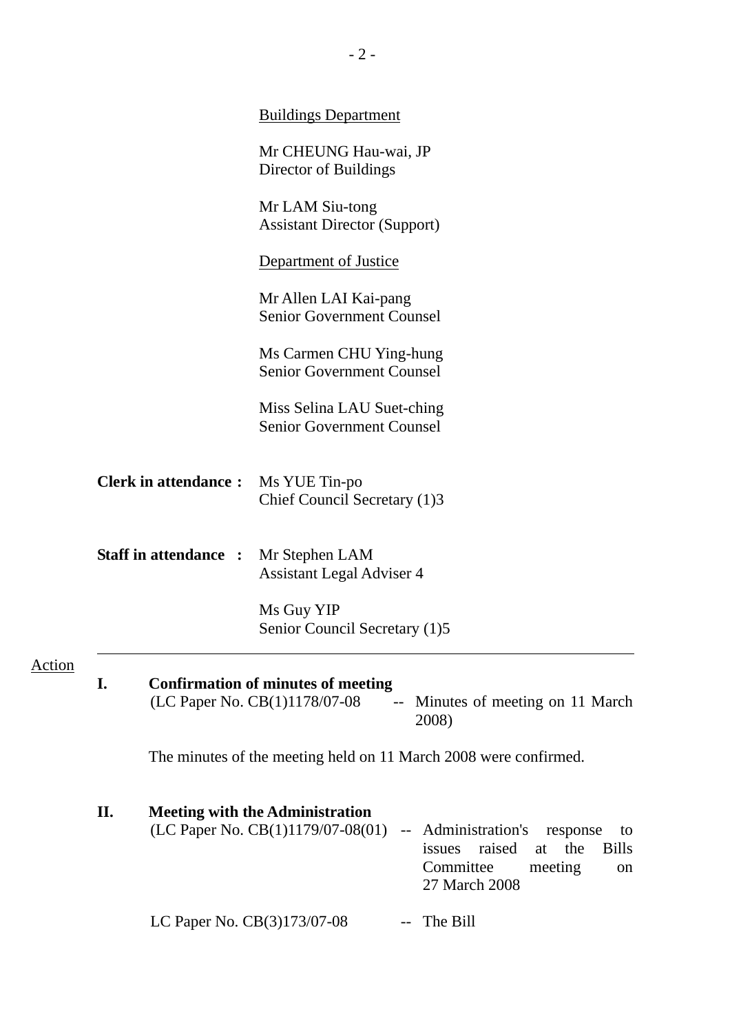<u>Buildings Department</u>

Mr CHEUNG Hau-wai, JP
Director of Buildings

Mr LAM Siu-tong
Assistant Director (Support)

<u>Department of Justice</u>

Mr Allen LAI Kai-pang
Senior Government Counsel

Ms Carmen CHU Ying-hung
Senior Government Counsel

Miss Selina LAU Suet-ching
Senior Government Counsel

**Clerk in attendance :** Ms YUE Tin-po
Chief Council Secretary (1)3

**Staff in attendance :** Mr Stephen LAM
Assistant Legal Adviser 4

Ms Guy YIP
Senior Council Secretary (1)5

---

<u>Action</u>

**I. Confirmation of minutes of meeting**

(LC Paper No. CB(1)1178/07-08 -- Minutes of meeting on 11 March 2008)

The minutes of the meeting held on 11 March 2008 were confirmed.

**II. Meeting with the Administration**

(LC Paper No. CB(1)1179/07-08(01) -- Administration's response to issues raised at the Bills Committee meeting on 27 March 2008

LC Paper No. CB(3)173/07-08 -- The Bill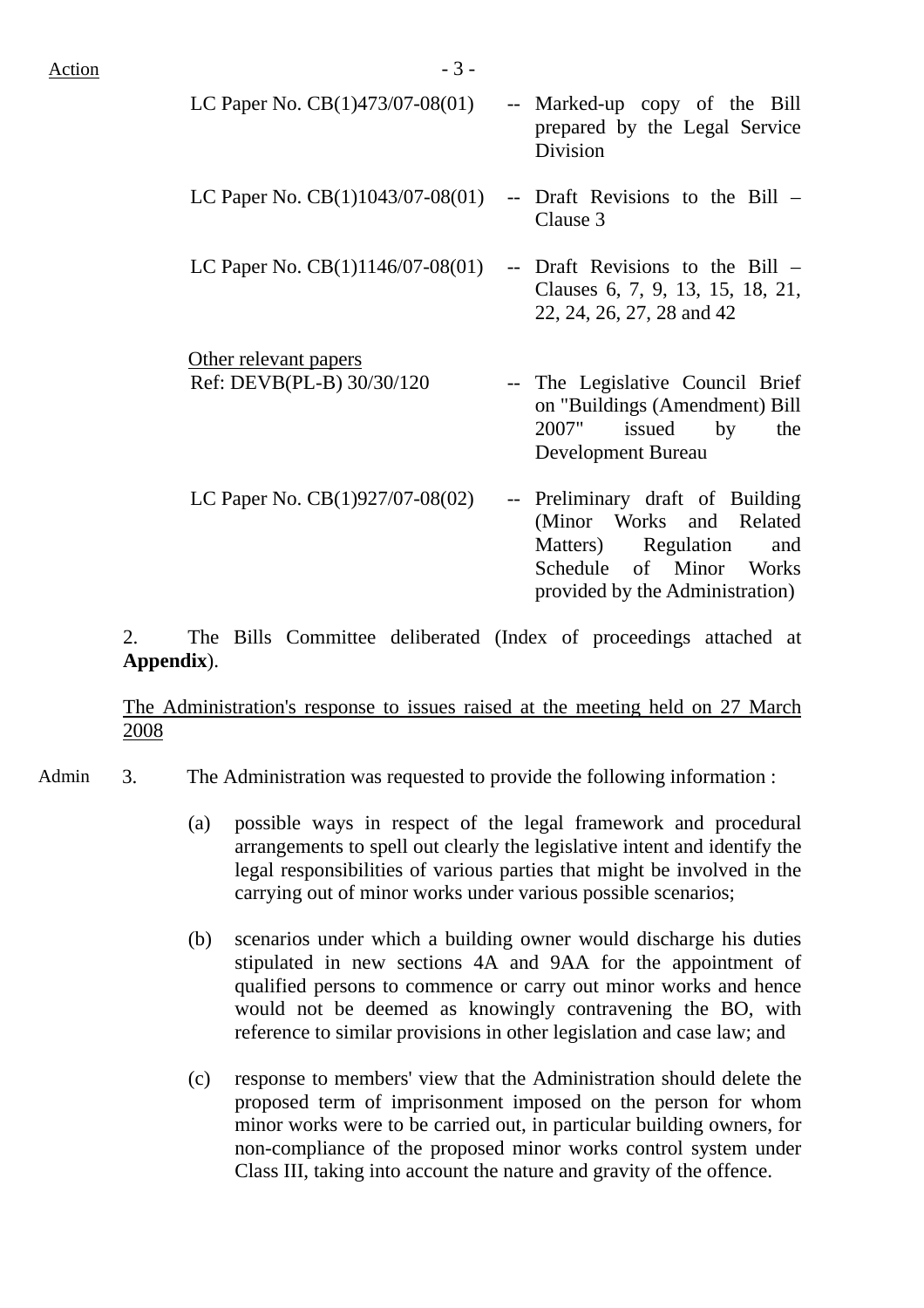Action

| | | |
|---|---|---|
| LC Paper No. CB(1)473/07-08(01) | -- | Marked-up copy of the Bill prepared by the Legal Service Division |
| LC Paper No. CB(1)1043/07-08(01) | -- | Draft Revisions to the Bill – Clause 3 |
| LC Paper No. CB(1)1146/07-08(01) | -- | Draft Revisions to the Bill – Clauses 6, 7, 9, 13, 15, 18, 21, 22, 24, 26, 27, 28 and 42 |

Other relevant papers

| | | |
|---|---|---|
| Ref: DEVB(PL-B) 30/30/120 | -- | The Legislative Council Brief on "Buildings (Amendment) Bill 2007" issued by the Development Bureau |
| LC Paper No. CB(1)927/07-08(02) | -- | Preliminary draft of Building (Minor Works and Related Matters) Regulation and Schedule of Minor Works provided by the Administration) |

2. The Bills Committee deliberated (Index of proceedings attached at **Appendix**).

The Administration's response to issues raised at the meeting held on 27 March 2008

Admin 3. The Administration was requested to provide the following information :

(a) possible ways in respect of the legal framework and procedural arrangements to spell out clearly the legislative intent and identify the legal responsibilities of various parties that might be involved in the carrying out of minor works under various possible scenarios;

(b) scenarios under which a building owner would discharge his duties stipulated in new sections 4A and 9AA for the appointment of qualified persons to commence or carry out minor works and hence would not be deemed as knowingly contravening the BO, with reference to similar provisions in other legislation and case law; and

(c) response to members' view that the Administration should delete the proposed term of imprisonment imposed on the person for whom minor works were to be carried out, in particular building owners, for non-compliance of the proposed minor works control system under Class III, taking into account the nature and gravity of the offence.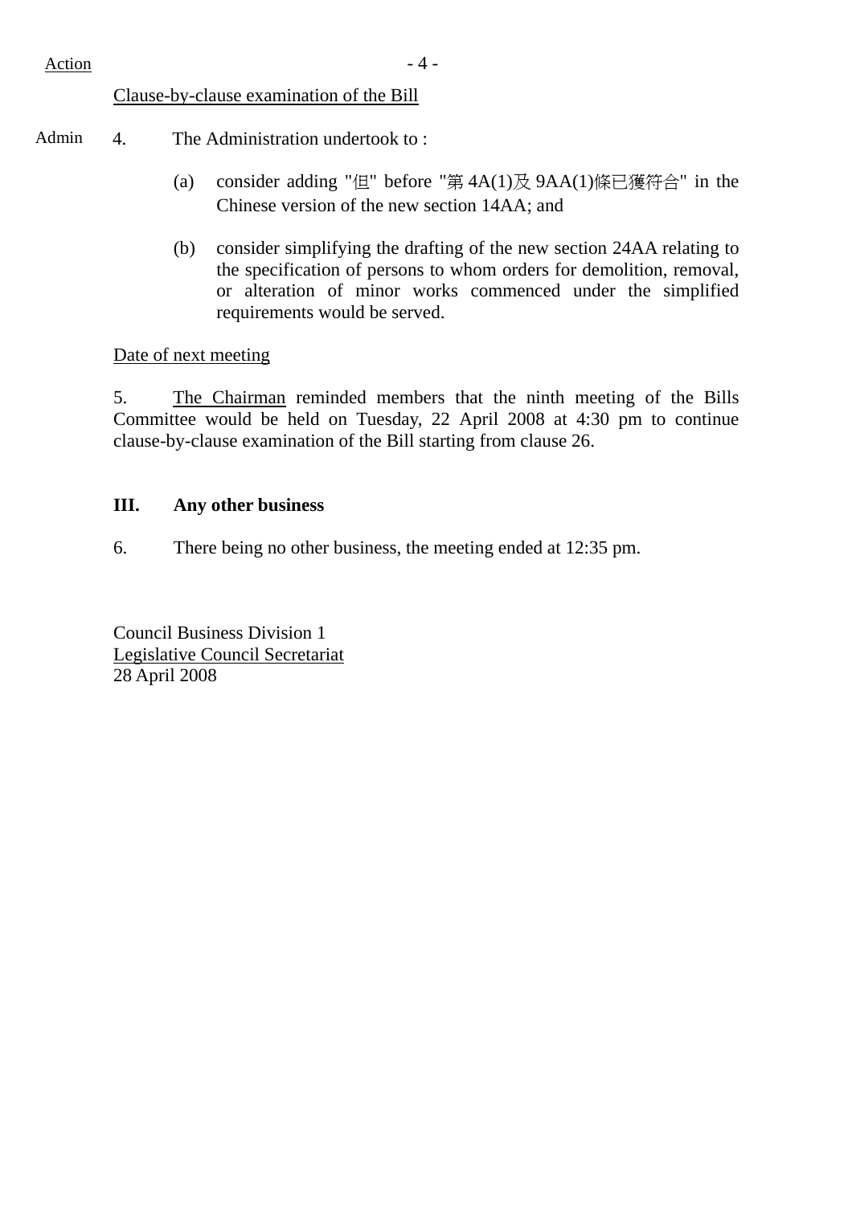Action

Clause-by-clause examination of the Bill

Admin 4. The Administration undertook to :

(a) consider adding "但" before "第 4A(1)及 9AA(1)條已獲符合" in the Chinese version of the new section 14AA; and

(b) consider simplifying the drafting of the new section 24AA relating to the specification of persons to whom orders for demolition, removal, or alteration of minor works commenced under the simplified requirements would be served.

Date of next meeting

5. The Chairman reminded members that the ninth meeting of the Bills Committee would be held on Tuesday, 22 April 2008 at 4:30 pm to continue clause-by-clause examination of the Bill starting from clause 26.

**III. Any other business**

6. There being no other business, the meeting ended at 12:35 pm.

Council Business Division 1
Legislative Council Secretariat
28 April 2008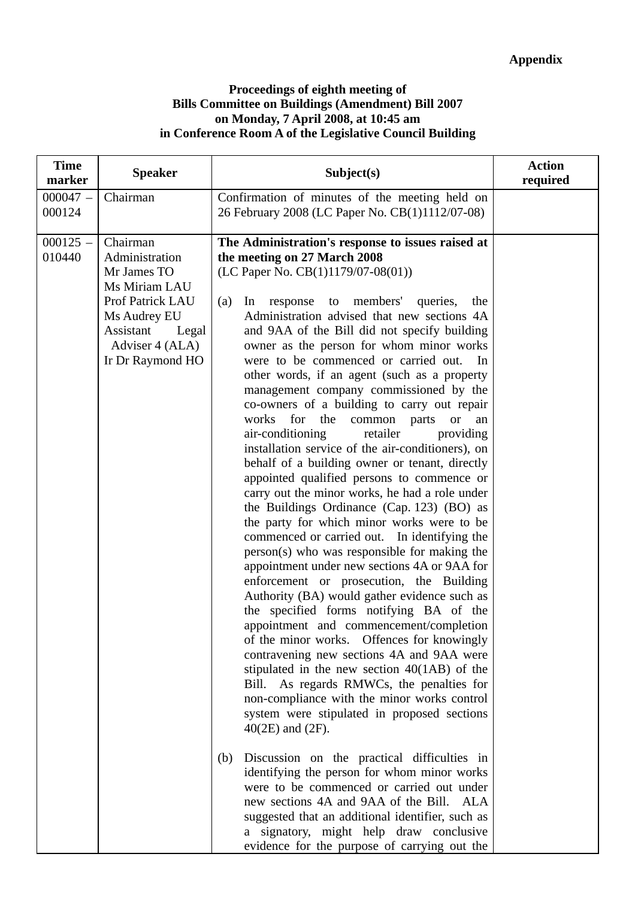**Appendix**

**Proceedings of eighth meeting of Bills Committee on Buildings (Amendment) Bill 2007 on Monday, 7 April 2008, at 10:45 am in Conference Room A of the Legislative Council Building**

| Time marker | Speaker | Subject(s) | Action required |
|---|---|---|---|
| 000047 – 000124 | Chairman | Confirmation of minutes of the meeting held on 26 February 2008 (LC Paper No. CB(1)1112/07-08) | |
| 000125 – 010440 | Chairman<br>Administration<br>Mr James TO<br>Ms Miriam LAU<br>Prof Patrick LAU<br>Ms Audrey EU<br>Assistant Legal Adviser 4 (ALA)<br>Ir Dr Raymond HO | **The Administration's response to issues raised at the meeting on 27 March 2008**<br>(LC Paper No. CB(1)1179/07-08(01))<br><br>(a) In response to members' queries, the Administration advised that new sections 4A and 9AA of the Bill did not specify building owner as the person for whom minor works were to be commenced or carried out. In other words, if an agent (such as a property management company commissioned by the co-owners of a building to carry out repair works for the common parts or an air-conditioning retailer providing installation service of the air-conditioners), on behalf of a building owner or tenant, directly appointed qualified persons to commence or carry out the minor works, he had a role under the Buildings Ordinance (Cap. 123) (BO) as the party for which minor works were to be commenced or carried out. In identifying the person(s) who was responsible for making the appointment under new sections 4A or 9AA for enforcement or prosecution, the Building Authority (BA) would gather evidence such as the specified forms notifying BA of the appointment and commencement/completion of the minor works. Offences for knowingly contravening new sections 4A and 9AA were stipulated in the new section 40(1AB) of the Bill. As regards RMWCs, the penalties for non-compliance with the minor works control system were stipulated in proposed sections 40(2E) and (2F).<br><br>(b) Discussion on the practical difficulties in identifying the person for whom minor works were to be commenced or carried out under new sections 4A and 9AA of the Bill. ALA suggested that an additional identifier, such as a signatory, might help draw conclusive evidence for the purpose of carrying out the | |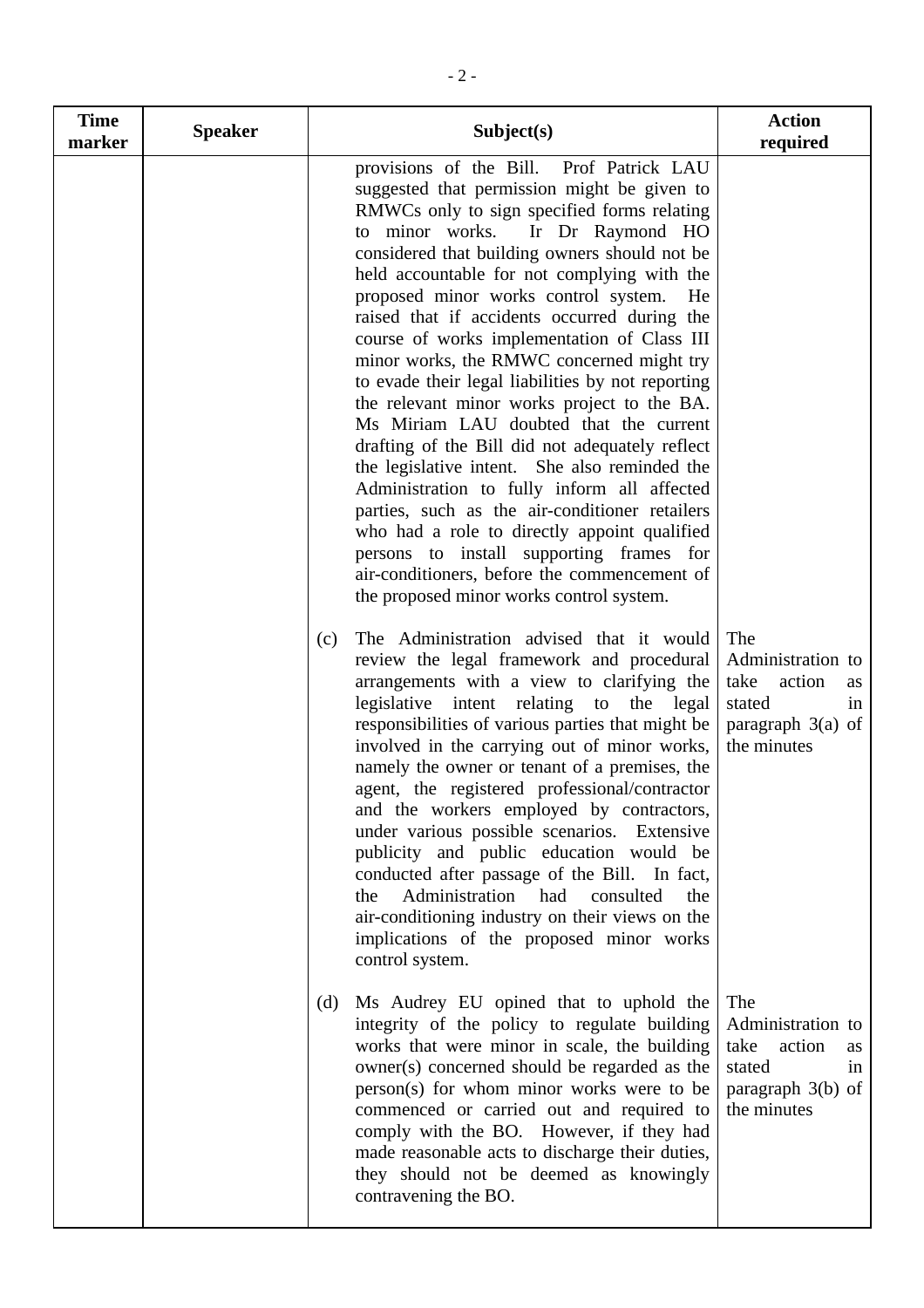| Time marker | Speaker | Subject(s) | Action required |
|---|---|---|---|
| | | provisions of the Bill. Prof Patrick LAU suggested that permission might be given to RMWCs only to sign specified forms relating to minor works. Ir Dr Raymond HO considered that building owners should not be held accountable for not complying with the proposed minor works control system. He raised that if accidents occurred during the course of works implementation of Class III minor works, the RMWC concerned might try to evade their legal liabilities by not reporting the relevant minor works project to the BA. Ms Miriam LAU doubted that the current drafting of the Bill did not adequately reflect the legislative intent. She also reminded the Administration to fully inform all affected parties, such as the air-conditioner retailers who had a role to directly appoint qualified persons to install supporting frames for air-conditioners, before the commencement of the proposed minor works control system. | |
| | | (c) The Administration advised that it would review the legal framework and procedural arrangements with a view to clarifying the legislative intent relating to the legal responsibilities of various parties that might be involved in the carrying out of minor works, namely the owner or tenant of a premises, the agent, the registered professional/contractor and the workers employed by contractors, under various possible scenarios. Extensive publicity and public education would be conducted after passage of the Bill. In fact, the Administration had consulted the air-conditioning industry on their views on the implications of the proposed minor works control system. | The Administration to take action as stated in paragraph 3(a) of the minutes |
| | | (d) Ms Audrey EU opined that to uphold the integrity of the policy to regulate building works that were minor in scale, the building owner(s) concerned should be regarded as the person(s) for whom minor works were to be commenced or carried out and required to comply with the BO. However, if they had made reasonable acts to discharge their duties, they should not be deemed as knowingly contravening the BO. | The Administration to take action as stated in paragraph 3(b) of the minutes |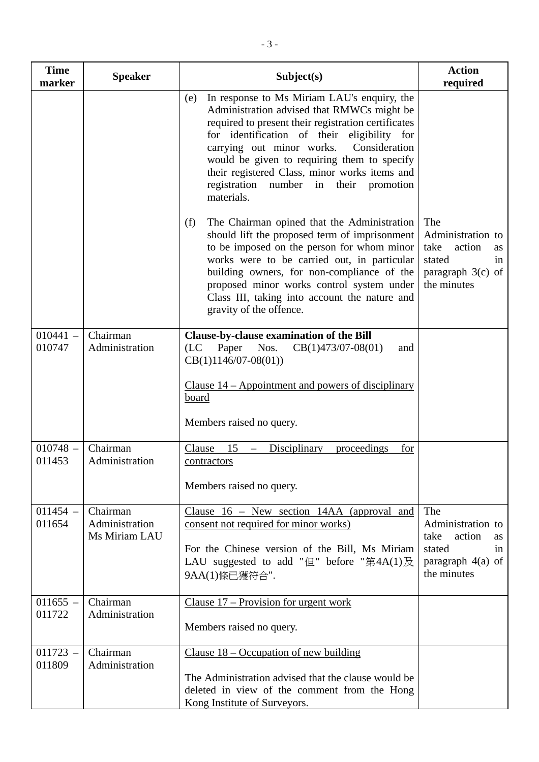| Time marker | Speaker | Subject(s) | Action required |
|---|---|---|---|
| | | (e) In response to Ms Miriam LAU's enquiry, the Administration advised that RMWCs might be required to present their registration certificates for identification of their eligibility for carrying out minor works. Consideration would be given to requiring them to specify their registered Class, minor works items and registration number in their promotion materials.<br><br>(f) The Chairman opined that the Administration should lift the proposed term of imprisonment to be imposed on the person for whom minor works were to be carried out, in particular building owners, for non-compliance of the proposed minor works control system under Class III, taking into account the nature and gravity of the offence. | The Administration to take action as stated in paragraph 3(c) of the minutes |
| 010441 – 010747 | Chairman<br>Administration | **Clause-by-clause examination of the Bill**<br>(LC Paper Nos. CB(1)473/07-08(01) and CB(1)1146/07-08(01))<br><br><u>Clause 14 – Appointment and powers of disciplinary board</u><br><br>Members raised no query. | |
| 010748 – 011453 | Chairman<br>Administration | <u>Clause 15 – Disciplinary proceedings for contractors</u><br><br>Members raised no query. | |
| 011454 – 011654 | Chairman<br>Administration<br>Ms Miriam LAU | <u>Clause 16 – New section 14AA (approval and consent not required for minor works)</u><br><br>For the Chinese version of the Bill, Ms Miriam LAU suggested to add "但" before "第4A(1)及9AA(1)條已獲符合". | The Administration to take action as stated in paragraph 4(a) of the minutes |
| 011655 – 011722 | Chairman<br>Administration | <u>Clause 17 – Provision for urgent work</u><br><br>Members raised no query. | |
| 011723 – 011809 | Chairman<br>Administration | <u>Clause 18 – Occupation of new building</u><br><br>The Administration advised that the clause would be deleted in view of the comment from the Hong Kong Institute of Surveyors. | |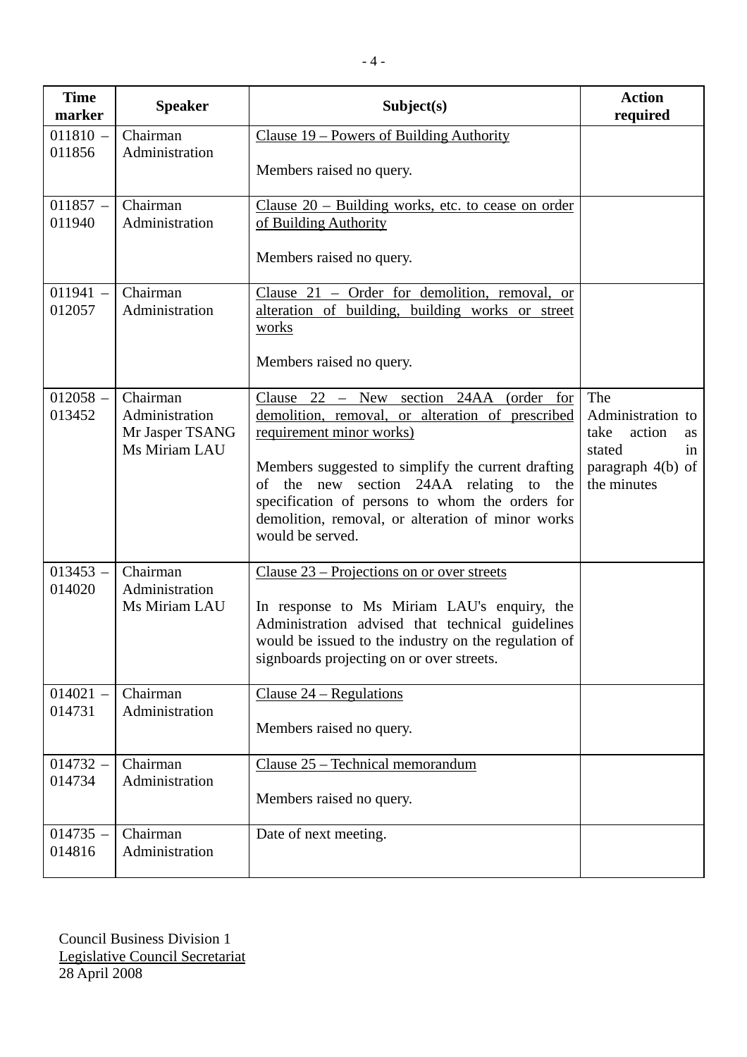| Time marker | Speaker | Subject(s) | Action required |
|---|---|---|---|
| 011810 – 011856 | Chairman<br>Administration | Clause 19 – Powers of Building Authority<br><br>Members raised no query. | |
| 011857 – 011940 | Chairman<br>Administration | Clause 20 – Building works, etc. to cease on order of Building Authority<br><br>Members raised no query. | |
| 011941 – 012057 | Chairman<br>Administration | Clause 21 – Order for demolition, removal, or alteration of building, building works or street works<br><br>Members raised no query. | |
| 012058 – 013452 | Chairman<br>Administration<br>Mr Jasper TSANG<br>Ms Miriam LAU | Clause 22 – New section 24AA (order for demolition, removal, or alteration of prescribed requirement minor works)<br><br>Members suggested to simplify the current drafting of the new section 24AA relating to the specification of persons to whom the orders for demolition, removal, or alteration of minor works would be served. | The Administration to take action as stated in paragraph 4(b) of the minutes |
| 013453 – 014020 | Chairman<br>Administration<br>Ms Miriam LAU | Clause 23 – Projections on or over streets<br><br>In response to Ms Miriam LAU's enquiry, the Administration advised that technical guidelines would be issued to the industry on the regulation of signboards projecting on or over streets. | |
| 014021 – 014731 | Chairman<br>Administration | Clause 24 – Regulations<br><br>Members raised no query. | |
| 014732 – 014734 | Chairman<br>Administration | Clause 25 – Technical memorandum<br><br>Members raised no query. | |
| 014735 – 014816 | Chairman<br>Administration | Date of next meeting. | |

Council Business Division 1
Legislative Council Secretariat
28 April 2008